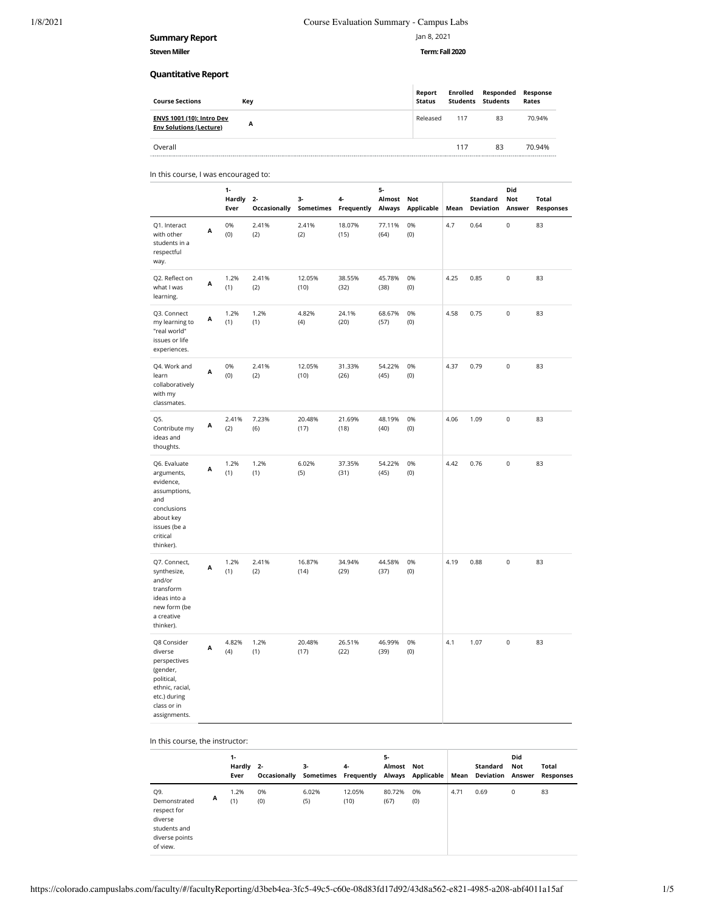**Summary Report**

Jan 8, 2021

**Steven Miller**

**Term: Fall 2020**

## Quantitative Report

| Course Sections | Key | Report Status | Enrolled Students | Responded Students | Response Rates |
|---|---|---|---|---|---|
| **ENVS 1001 (10): Intro Dev Env Solutions (Lecture)** | A | Released | 117 | 83 | 70.94% |
| Overall | | | 117 | 83 | 70.94% |

In this course, I was encouraged to:

| | | 1- Hardly Ever | 2- Occasionally | 3- Sometimes | 4- Frequently | 5- Almost Always | Not Applicable | Mean | Standard Deviation | Did Not Answer | Total Responses |
|---|---|---|---|---|---|---|---|---|---|---|---|
| Q1. Interact with other students in a respectful way. | A | 0% (0) | 2.41% (2) | 2.41% (2) | 18.07% (15) | 77.11% (64) | 0% (0) | 4.7 | 0.64 | 0 | 83 |
| Q2. Reflect on what I was learning. | A | 1.2% (1) | 2.41% (2) | 12.05% (10) | 38.55% (32) | 45.78% (38) | 0% (0) | 4.25 | 0.85 | 0 | 83 |
| Q3. Connect my learning to "real world" issues or life experiences. | A | 1.2% (1) | 1.2% (1) | 4.82% (4) | 24.1% (20) | 68.67% (57) | 0% (0) | 4.58 | 0.75 | 0 | 83 |
| Q4. Work and learn collaboratively with my classmates. | A | 0% (0) | 2.41% (2) | 12.05% (10) | 31.33% (26) | 54.22% (45) | 0% (0) | 4.37 | 0.79 | 0 | 83 |
| Q5. Contribute my ideas and thoughts. | A | 2.41% (2) | 7.23% (6) | 20.48% (17) | 21.69% (18) | 48.19% (40) | 0% (0) | 4.06 | 1.09 | 0 | 83 |
| Q6. Evaluate arguments, evidence, assumptions, and conclusions about key issues (be a critical thinker). | A | 1.2% (1) | 1.2% (1) | 6.02% (5) | 37.35% (31) | 54.22% (45) | 0% (0) | 4.42 | 0.76 | 0 | 83 |
| Q7. Connect, synthesize, and/or transform ideas into a new form (be a creative thinker). | A | 1.2% (1) | 2.41% (2) | 16.87% (14) | 34.94% (29) | 44.58% (37) | 0% (0) | 4.19 | 0.88 | 0 | 83 |
| Q8 Consider diverse perspectives (gender, political, ethnic, racial, etc.) during class or in assignments. | A | 4.82% (4) | 1.2% (1) | 20.48% (17) | 26.51% (22) | 46.99% (39) | 0% (0) | 4.1 | 1.07 | 0 | 83 |

In this course, the instructor:

| | | 1- Hardly Ever | 2- Occasionally | 3- Sometimes | 4- Frequently | 5- Almost Always | Not Applicable | Mean | Standard Deviation | Did Not Answer | Total Responses |
|---|---|---|---|---|---|---|---|---|---|---|---|
| Q9. Demonstrated respect for diverse students and diverse points of view. | A | 1.2% (1) | 0% (0) | 6.02% (5) | 12.05% (10) | 80.72% (67) | 0% (0) | 4.71 | 0.69 | 0 | 83 |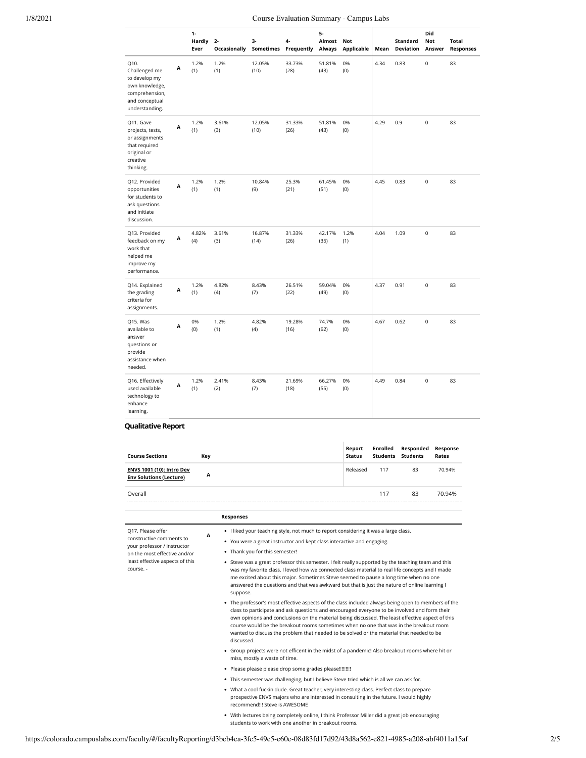| | | 1- Hardly Ever | 2- Occasionally | 3- Sometimes | 4- Frequently | 5- Almost Always | Not Applicable | Mean | Standard Deviation | Did Not Answer | Total Responses |
|---|---|---|---|---|---|---|---|---|---|---|---|
| Q10. Challenged me to develop my own knowledge, comprehension, and conceptual understanding. | A | 1.2% (1) | 1.2% (1) | 12.05% (10) | 33.73% (28) | 51.81% (43) | 0% (0) | 4.34 | 0.83 | 0 | 83 |
| Q11. Gave projects, tests, or assignments that required original or creative thinking. | A | 1.2% (1) | 3.61% (3) | 12.05% (10) | 31.33% (26) | 51.81% (43) | 0% (0) | 4.29 | 0.9 | 0 | 83 |
| Q12. Provided opportunities for students to ask questions and initiate discussion. | A | 1.2% (1) | 1.2% (1) | 10.84% (9) | 25.3% (21) | 61.45% (51) | 0% (0) | 4.45 | 0.83 | 0 | 83 |
| Q13. Provided feedback on my work that helped me improve my performance. | A | 4.82% (4) | 3.61% (3) | 16.87% (14) | 31.33% (26) | 42.17% (35) | 1.2% (1) | 4.04 | 1.09 | 0 | 83 |
| Q14. Explained the grading criteria for assignments. | A | 1.2% (1) | 4.82% (4) | 8.43% (7) | 26.51% (22) | 59.04% (49) | 0% (0) | 4.37 | 0.91 | 0 | 83 |
| Q15. Was available to answer questions or provide assistance when needed. | A | 0% (0) | 1.2% (1) | 4.82% (4) | 19.28% (16) | 74.7% (62) | 0% (0) | 4.67 | 0.62 | 0 | 83 |
| Q16. Effectively used available technology to enhance learning. | A | 1.2% (1) | 2.41% (2) | 8.43% (7) | 21.69% (18) | 66.27% (55) | 0% (0) | 4.49 | 0.84 | 0 | 83 |

## Qualitative Report

| Course Sections | Key | Report Status | Enrolled Students | Responded Students | Response Rates |
|---|---|---|---|---|---|
| ENVS 1001 (10): Intro Dev Env Solutions (Lecture) | A | Released | 117 | 83 | 70.94% |
| Overall | | | 117 | 83 | 70.94% |

**Responses**

Q17. Please offer constructive comments to your professor / instructor on the most effective and/or least effective aspects of this course. -

A

- I liked your teaching style, not much to report considering it was a large class.
- You were a great instructor and kept class interactive and engaging.
- Thank you for this semester!
- Steve was a great professor this semester. I felt really supported by the teaching team and this was my favorite class. I loved how we connected class material to real life concepts and I made me excited about this major. Sometimes Steve seemed to pause a long time when no one answered the questions and that was awkward but that is just the nature of online learning I suppose.
- The professor's most effective aspects of the class included always being open to members of the class to participate and ask questions and encouraged everyone to be involved and form their own opinions and conclusions on the material being discussed. The least effective aspect of this course would be the breakout rooms sometimes when no one that was in the breakout room wanted to discuss the problem that needed to be solved or the material that needed to be discussed.
- Group projects were not efficent in the midst of a pandemic! Also breakout rooms where hit or miss, mostly a waste of time.
- Please please please drop some grades please!!!!!!!!!
- This semester was challenging, but I believe Steve tried which is all we can ask for.
- What a cool fuckin dude. Great teacher, very interesting class. Perfect class to prepare prospective ENVS majors who are interested in consulting in the future. I would highly recommend!!! Steve is AWESOME
- With lectures being completely online, I think Professor Miller did a great job encouraging students to work with one another in breakout rooms.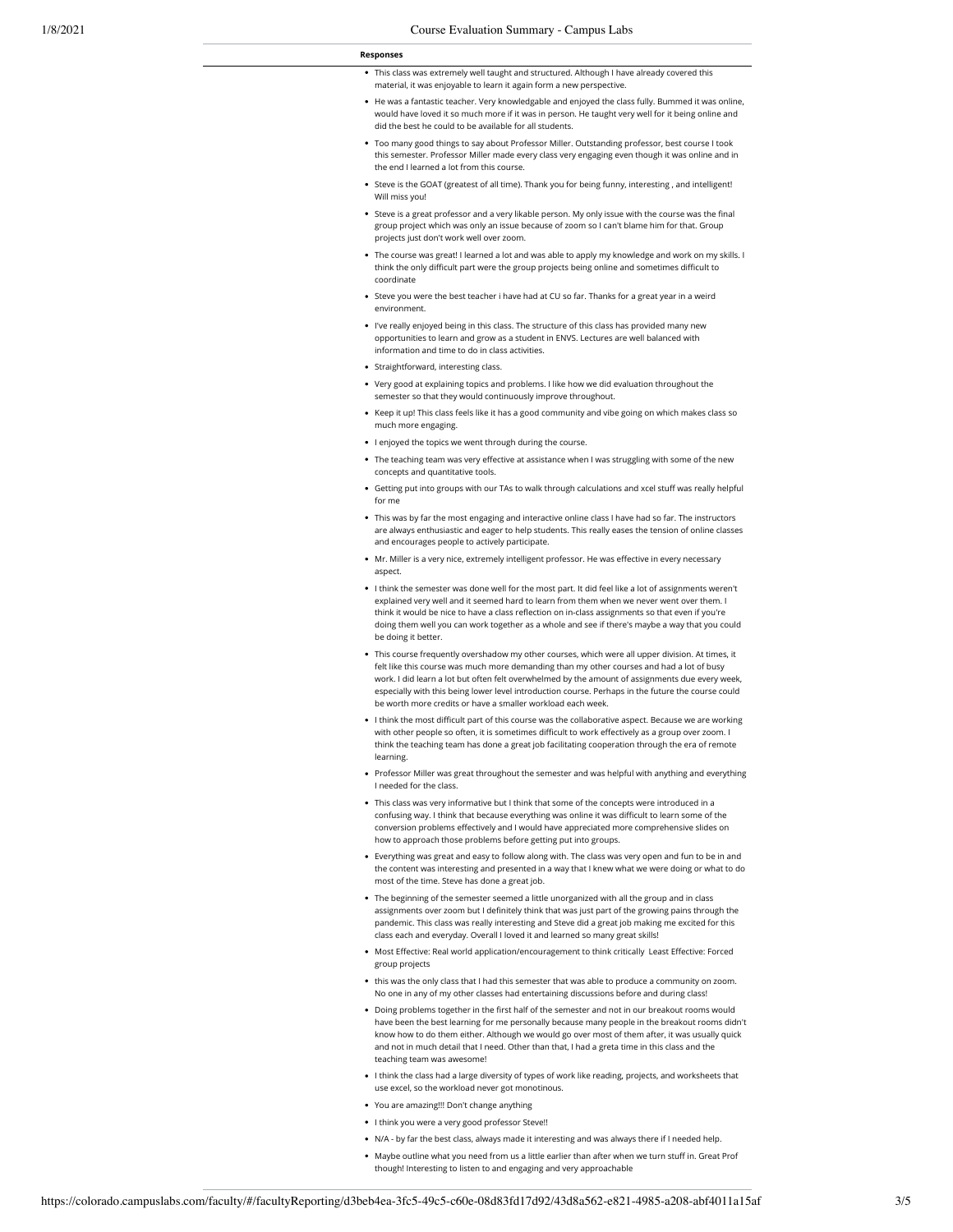**Responses**

- This class was extremely well taught and structured. Although I have already covered this material, it was enjoyable to learn it again form a new perspective.
- He was a fantastic teacher. Very knowledgable and enjoyed the class fully. Bummed it was online, would have loved it so much more if it was in person. He taught very well for it being online and did the best he could to be available for all students.
- Too many good things to say about Professor Miller. Outstanding professor, best course I took this semester. Professor Miller made every class very engaging even though it was online and in the end I learned a lot from this course.
- Steve is the GOAT (greatest of all time). Thank you for being funny, interesting , and intelligent! Will miss you!
- Steve is a great professor and a very likable person. My only issue with the course was the final group project which was only an issue because of zoom so I can't blame him for that. Group projects just don't work well over zoom.
- The course was great! I learned a lot and was able to apply my knowledge and work on my skills. I think the only difficult part were the group projects being online and sometimes difficult to coordinate
- Steve you were the best teacher i have had at CU so far. Thanks for a great year in a weird environment.
- I've really enjoyed being in this class. The structure of this class has provided many new opportunities to learn and grow as a student in ENVS. Lectures are well balanced with information and time to do in class activities.
- Straightforward, interesting class.
- Very good at explaining topics and problems. I like how we did evaluation throughout the semester so that they would continuously improve throughout.
- Keep it up! This class feels like it has a good community and vibe going on which makes class so much more engaging.
- I enjoyed the topics we went through during the course.
- The teaching team was very effective at assistance when I was struggling with some of the new concepts and quantitative tools.
- Getting put into groups with our TAs to walk through calculations and xcel stuff was really helpful for me
- This was by far the most engaging and interactive online class I have had so far. The instructors are always enthusiastic and eager to help students. This really eases the tension of online classes and encourages people to actively participate.
- Mr. Miller is a very nice, extremely intelligent professor. He was effective in every necessary aspect.
- I think the semester was done well for the most part. It did feel like a lot of assignments weren't explained very well and it seemed hard to learn from them when we never went over them. I think it would be nice to have a class reflection on in-class assignments so that even if you're doing them well you can work together as a whole and see if there's maybe a way that you could be doing it better.
- This course frequently overshadow my other courses, which were all upper division. At times, it felt like this course was much more demanding than my other courses and had a lot of busy work. I did learn a lot but often felt overwhelmed by the amount of assignments due every week, especially with this being lower level introduction course. Perhaps in the future the course could be worth more credits or have a smaller workload each week.
- I think the most difficult part of this course was the collaborative aspect. Because we are working with other people so often, it is sometimes difficult to work effectively as a group over zoom. I think the teaching team has done a great job facilitating cooperation through the era of remote learning.
- Professor Miller was great throughout the semester and was helpful with anything and everything I needed for the class.
- This class was very informative but I think that some of the concepts were introduced in a confusing way. I think that because everything was online it was difficult to learn some of the conversion problems effectively and I would have appreciated more comprehensive slides on how to approach those problems before getting put into groups.
- Everything was great and easy to follow along with. The class was very open and fun to be in and the content was interesting and presented in a way that I knew what we were doing or what to do most of the time. Steve has done a great job.
- The beginning of the semester seemed a little unorganized with all the group and in class assignments over zoom but I definitely think that was just part of the growing pains through the pandemic. This class was really interesting and Steve did a great job making me excited for this class each and everyday. Overall I loved it and learned so many great skills!
- Most Effective: Real world application/encouragement to think critically Least Effective: Forced group projects
- this was the only class that I had this semester that was able to produce a community on zoom. No one in any of my other classes had entertaining discussions before and during class!
- Doing problems together in the first half of the semester and not in our breakout rooms would have been the best learning for me personally because many people in the breakout rooms didn't know how to do them either. Although we would go over most of them after, it was usually quick and not in much detail that I need. Other than that, I had a greta time in this class and the teaching team was awesome!
- I think the class had a large diversity of types of work like reading, projects, and worksheets that use excel, so the workload never got monotinous.
- You are amazing!!! Don't change anything
- I think you were a very good professor Steve!!
- N/A - by far the best class, always made it interesting and was always there if I needed help.
- Maybe outline what you need from us a little earlier than after when we turn stuff in. Great Prof though! Interesting to listen to and engaging and very approachable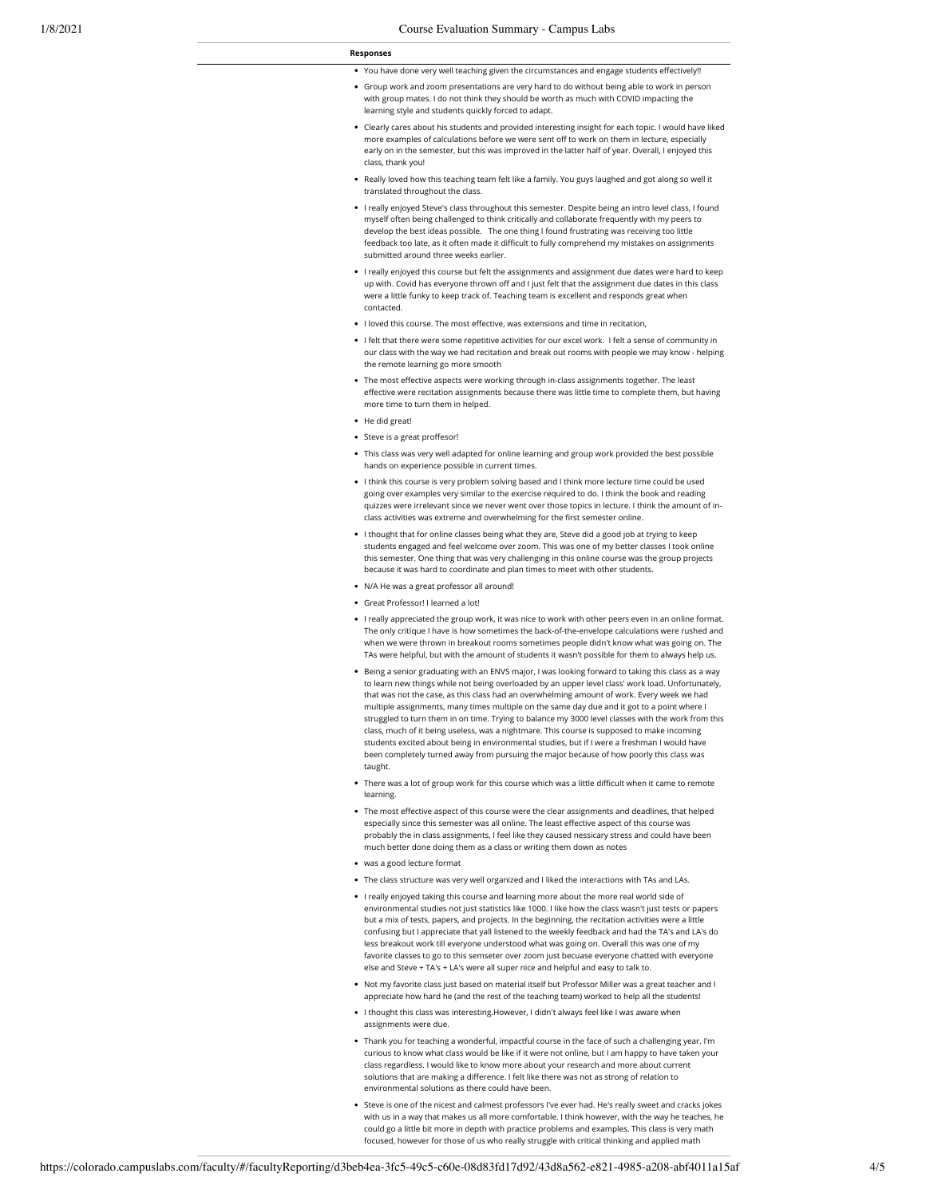**Responses**

- You have done very well teaching given the circumstances and engage students effectively!!
- Group work and zoom presentations are very hard to do without being able to work in person with group mates. I do not think they should be worth as much with COVID impacting the learning style and students quickly forced to adapt.
- Clearly cares about his students and provided interesting insight for each topic. I would have liked more examples of calculations before we were sent off to work on them in lecture, especially early on in the semester, but this was improved in the latter half of year. Overall, I enjoyed this class, thank you!
- Really loved how this teaching team felt like a family. You guys laughed and got along so well it translated throughout the class.
- I really enjoyed Steve's class throughout this semester. Despite being an intro level class, I found myself often being challenged to think critically and collaborate frequently with my peers to develop the best ideas possible. The one thing I found frustrating was receiving too little feedback too late, as it often made it difficult to fully comprehend my mistakes on assignments submitted around three weeks earlier.
- I really enjoyed this course but felt the assignments and assignment due dates were hard to keep up with. Covid has everyone thrown off and I just felt that the assignment due dates in this class were a little funky to keep track of. Teaching team is excellent and responds great when contacted.
- I loved this course. The most effective, was extensions and time in recitation,
- I felt that there were some repetitive activities for our excel work. I felt a sense of community in our class with the way we had recitation and break out rooms with people we may know - helping the remote learning go more smooth
- The most effective aspects were working through in-class assignments together. The least effective were recitation assignments because there was little time to complete them, but having more time to turn them in helped.
- He did great!
- Steve is a great proffesor!
- This class was very well adapted for online learning and group work provided the best possible hands on experience possible in current times.
- I think this course is very problem solving based and I think more lecture time could be used going over examples very similar to the exercise required to do. I think the book and reading quizzes were irrelevant since we never went over those topics in lecture. I think the amount of in-class activities was extreme and overwhelming for the first semester online.
- I thought that for online classes being what they are, Steve did a good job at trying to keep students engaged and feel welcome over zoom. This was one of my better classes I took online this semester. One thing that was very challenging in this online course was the group projects because it was hard to coordinate and plan times to meet with other students.
- N/A He was a great professor all around!
- Great Professor! I learned a lot!
- I really appreciated the group work, it was nice to work with other peers even in an online format. The only critique I have is how sometimes the back-of-the-envelope calculations were rushed and when we were thrown in breakout rooms sometimes people didn't know what was going on. The TAs were helpful, but with the amount of students it wasn't possible for them to always help us.
- Being a senior graduating with an ENVS major, I was looking forward to taking this class as a way to learn new things while not being overloaded by an upper level class' work load. Unfortunately, that was not the case, as this class had an overwhelming amount of work. Every week we had multiple assignments, many times multiple on the same day due and it got to a point where I struggled to turn them in on time. Trying to balance my 3000 level classes with the work from this class, much of it being useless, was a nightmare. This course is supposed to make incoming students excited about being in environmental studies, but if I were a freshman I would have been completely turned away from pursuing the major because of how poorly this class was taught.
- There was a lot of group work for this course which was a little difficult when it came to remote learning.
- The most effective aspect of this course were the clear assignments and deadlines, that helped especially since this semester was all online. The least effective aspect of this course was probably the in class assignments, I feel like they caused nessicary stress and could have been much better done doing them as a class or writing them down as notes
- was a good lecture format
- The class structure was very well organized and I liked the interactions with TAs and LAs.
- I really enjoyed taking this course and learning more about the more real world side of environmental studies not just statistics like 1000. I like how the class wasn't just tests or papers but a mix of tests, papers, and projects. In the beginning, the recitation activities were a little confusing but I appreciate that yall listened to the weekly feedback and had the TA's and LA's do less breakout work till everyone understood what was going on. Overall this was one of my favorite classes to go to this semseter over zoom just becuase everyone chatted with everyone else and Steve + TA's + LA's were all super nice and helpful and easy to talk to.
- Not my favorite class just based on material itself but Professor Miller was a great teacher and I appreciate how hard he (and the rest of the teaching team) worked to help all the students!
- I thought this class was interesting.However, I didn't always feel like I was aware when assignments were due.
- Thank you for teaching a wonderful, impactful course in the face of such a challenging year. I'm curious to know what class would be like if it were not online, but I am happy to have taken your class regardless. I would like to know more about your research and more about current solutions that are making a difference. I felt like there was not as strong of relation to environmental solutions as there could have been.
- Steve is one of the nicest and calmest professors I've ever had. He's really sweet and cracks jokes with us in a way that makes us all more comfortable. I think however, with the way he teaches, he could go a little bit more in depth with practice problems and examples. This class is very math focused, however for those of us who really struggle with critical thinking and applied math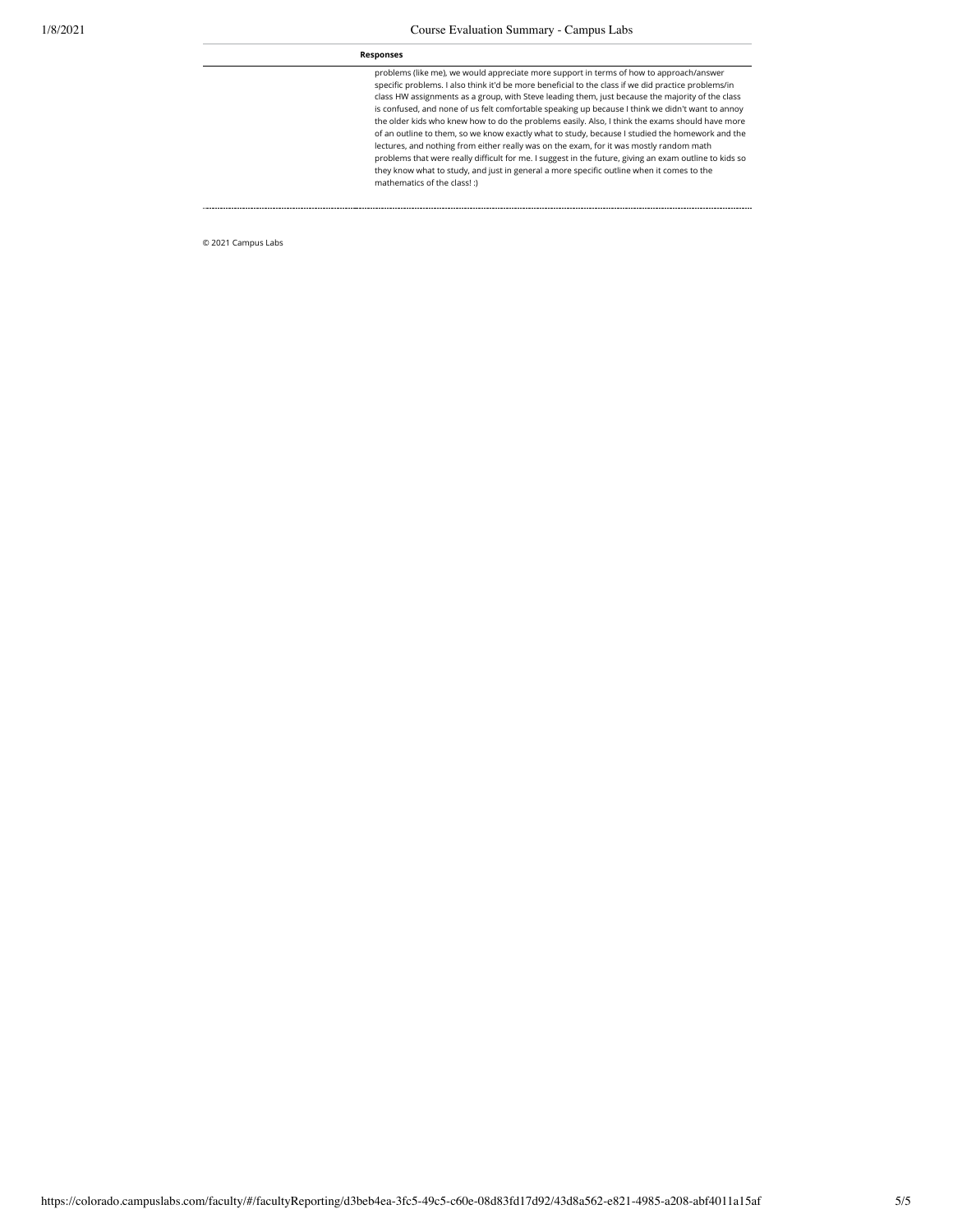**Responses**

problems (like me), we would appreciate more support in terms of how to approach/answer specific problems. I also think it'd be more beneficial to the class if we did practice problems/in class HW assignments as a group, with Steve leading them, just because the majority of the class is confused, and none of us felt comfortable speaking up because I think we didn't want to annoy the older kids who knew how to do the problems easily. Also, I think the exams should have more of an outline to them, so we know exactly what to study, because I studied the homework and the lectures, and nothing from either really was on the exam, for it was mostly random math problems that were really difficult for me. I suggest in the future, giving an exam outline to kids so they know what to study, and just in general a more specific outline when it comes to the mathematics of the class! :)

© 2021 Campus Labs